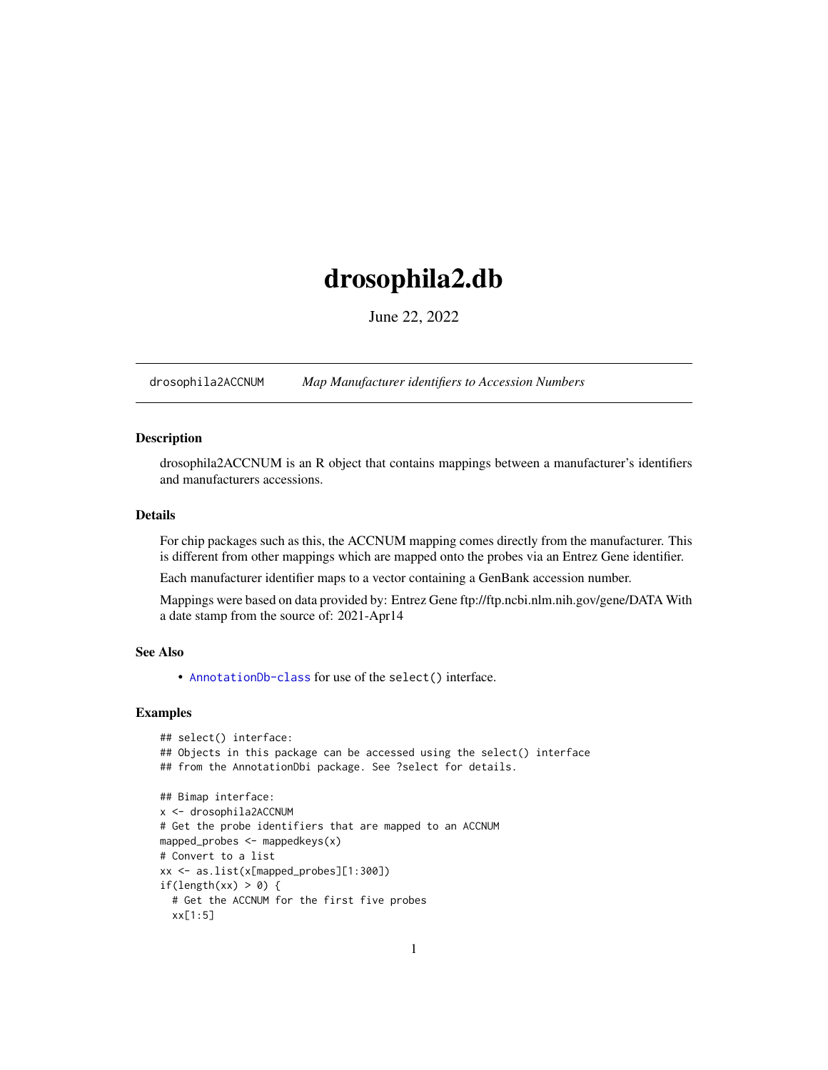# drosophila2.db

June 22, 2022

drosophila2ACCNUM *Map Manufacturer identifiers to Accession Numbers*

### Description

drosophila2ACCNUM is an R object that contains mappings between a manufacturer's identifiers and manufacturers accessions.

### Details

For chip packages such as this, the ACCNUM mapping comes directly from the manufacturer. This is different from other mappings which are mapped onto the probes via an Entrez Gene identifier.

Each manufacturer identifier maps to a vector containing a GenBank accession number.

Mappings were based on data provided by: Entrez Gene ftp://ftp.ncbi.nlm.nih.gov/gene/DATA With a date stamp from the source of: 2021-Apr14

### See Also

- AnnotationDb-class for use of the `select()` interface.

### Examples

```
## select() interface:
## Objects in this package can be accessed using the select() interface
## from the AnnotationDbi package. See ?select for details.

## Bimap interface:
x <- drosophila2ACCNUM
# Get the probe identifiers that are mapped to an ACCNUM
mapped_probes <- mappedkeys(x)
# Convert to a list
xx <- as.list(x[mapped_probes][1:300])
if(length(xx) > 0) {
  # Get the ACCNUM for the first five probes
  xx[1:5]
```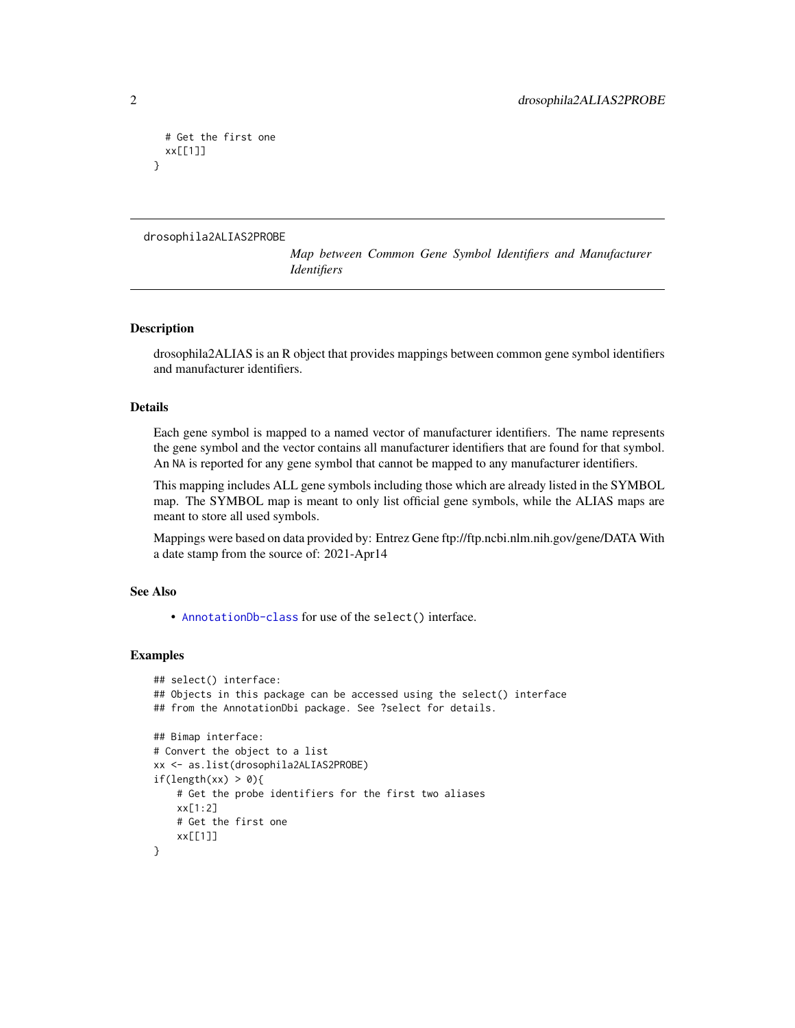```
  # Get the first one
  xx[[1]]
}
```

---

drosophila2ALIAS2PROBE

*Map between Common Gene Symbol Identifiers and Manufacturer Identifiers*

---

### Description

drosophila2ALIAS is an R object that provides mappings between common gene symbol identifiers and manufacturer identifiers.

### Details

Each gene symbol is mapped to a named vector of manufacturer identifiers. The name represents the gene symbol and the vector contains all manufacturer identifiers that are found for that symbol. An NA is reported for any gene symbol that cannot be mapped to any manufacturer identifiers.

This mapping includes ALL gene symbols including those which are already listed in the SYMBOL map. The SYMBOL map is meant to only list official gene symbols, while the ALIAS maps are meant to store all used symbols.

Mappings were based on data provided by: Entrez Gene ftp://ftp.ncbi.nlm.nih.gov/gene/DATA With a date stamp from the source of: 2021-Apr14

### See Also

- `AnnotationDb-class` for use of the `select()` interface.

### Examples

```
## select() interface:
## Objects in this package can be accessed using the select() interface
## from the AnnotationDbi package. See ?select for details.

## Bimap interface:
# Convert the object to a list
xx <- as.list(drosophila2ALIAS2PROBE)
if(length(xx) > 0){
    # Get the probe identifiers for the first two aliases
    xx[1:2]
    # Get the first one
    xx[[1]]
}
```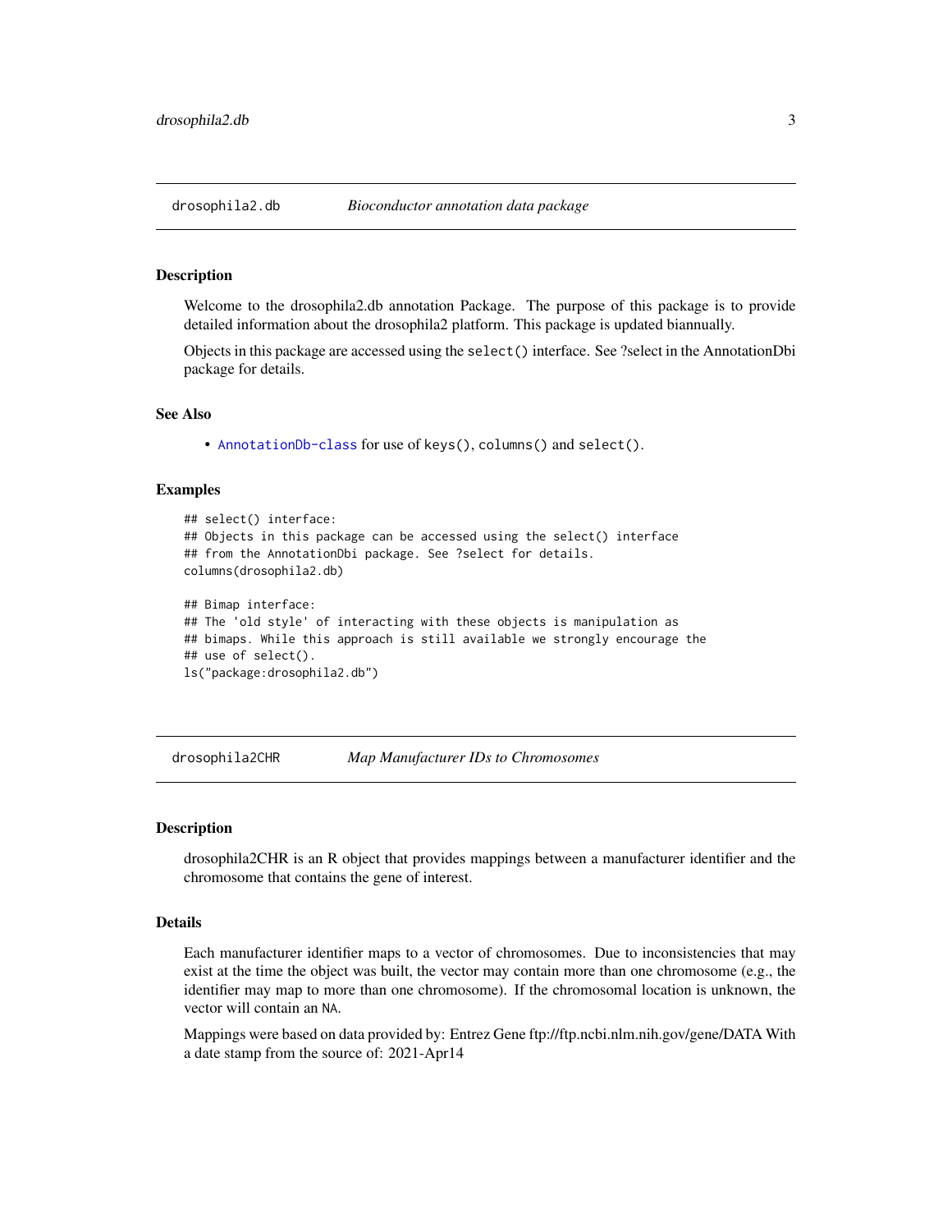## drosophila2.db — *Bioconductor annotation data package*

### Description

Welcome to the drosophila2.db annotation Package. The purpose of this package is to provide detailed information about the drosophila2 platform. This package is updated biannually.

Objects in this package are accessed using the `select()` interface. See ?select in the AnnotationDbi package for details.

### See Also

- `AnnotationDb-class` for use of `keys()`, `columns()` and `select()`.

### Examples

```
## select() interface:
## Objects in this package can be accessed using the select() interface
## from the AnnotationDbi package. See ?select for details.
columns(drosophila2.db)

## Bimap interface:
## The 'old style' of interacting with these objects is manipulation as
## bimaps. While this approach is still available we strongly encourage the
## use of select().
ls("package:drosophila2.db")
```

## drosophila2CHR — *Map Manufacturer IDs to Chromosomes*

### Description

drosophila2CHR is an R object that provides mappings between a manufacturer identifier and the chromosome that contains the gene of interest.

### Details

Each manufacturer identifier maps to a vector of chromosomes. Due to inconsistencies that may exist at the time the object was built, the vector may contain more than one chromosome (e.g., the identifier may map to more than one chromosome). If the chromosomal location is unknown, the vector will contain an `NA`.

Mappings were based on data provided by: Entrez Gene ftp://ftp.ncbi.nlm.nih.gov/gene/DATA With a date stamp from the source of: 2021-Apr14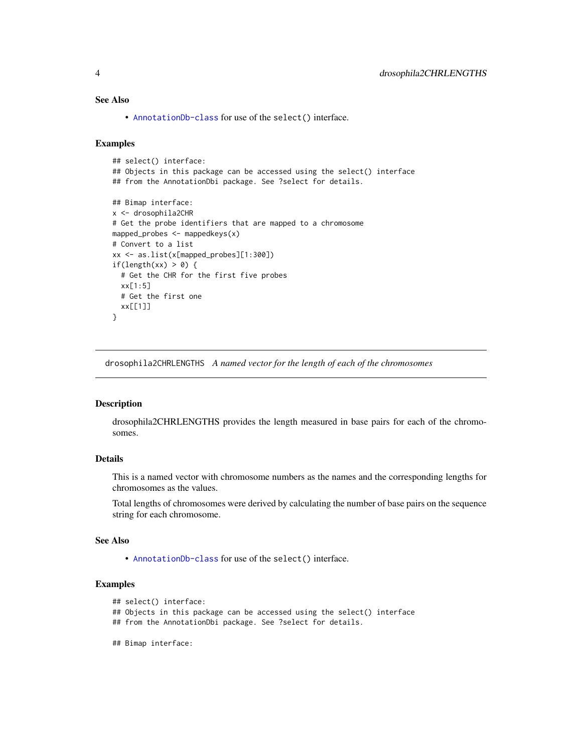### See Also

- AnnotationDb-class for use of the `select()` interface.

### Examples

```
## select() interface:
## Objects in this package can be accessed using the select() interface
## from the AnnotationDbi package. See ?select for details.

## Bimap interface:
x <- drosophila2CHR
# Get the probe identifiers that are mapped to a chromosome
mapped_probes <- mappedkeys(x)
# Convert to a list
xx <- as.list(x[mapped_probes][1:300])
if(length(xx) > 0) {
  # Get the CHR for the first five probes
  xx[1:5]
  # Get the first one
  xx[[1]]
}
```

---

## drosophila2CHRLENGTHS    *A named vector for the length of each of the chromosomes*

---

### Description

drosophila2CHRLENGTHS provides the length measured in base pairs for each of the chromosomes.

### Details

This is a named vector with chromosome numbers as the names and the corresponding lengths for chromosomes as the values.

Total lengths of chromosomes were derived by calculating the number of base pairs on the sequence string for each chromosome.

### See Also

- AnnotationDb-class for use of the `select()` interface.

### Examples

```
## select() interface:
## Objects in this package can be accessed using the select() interface
## from the AnnotationDbi package. See ?select for details.

## Bimap interface:
```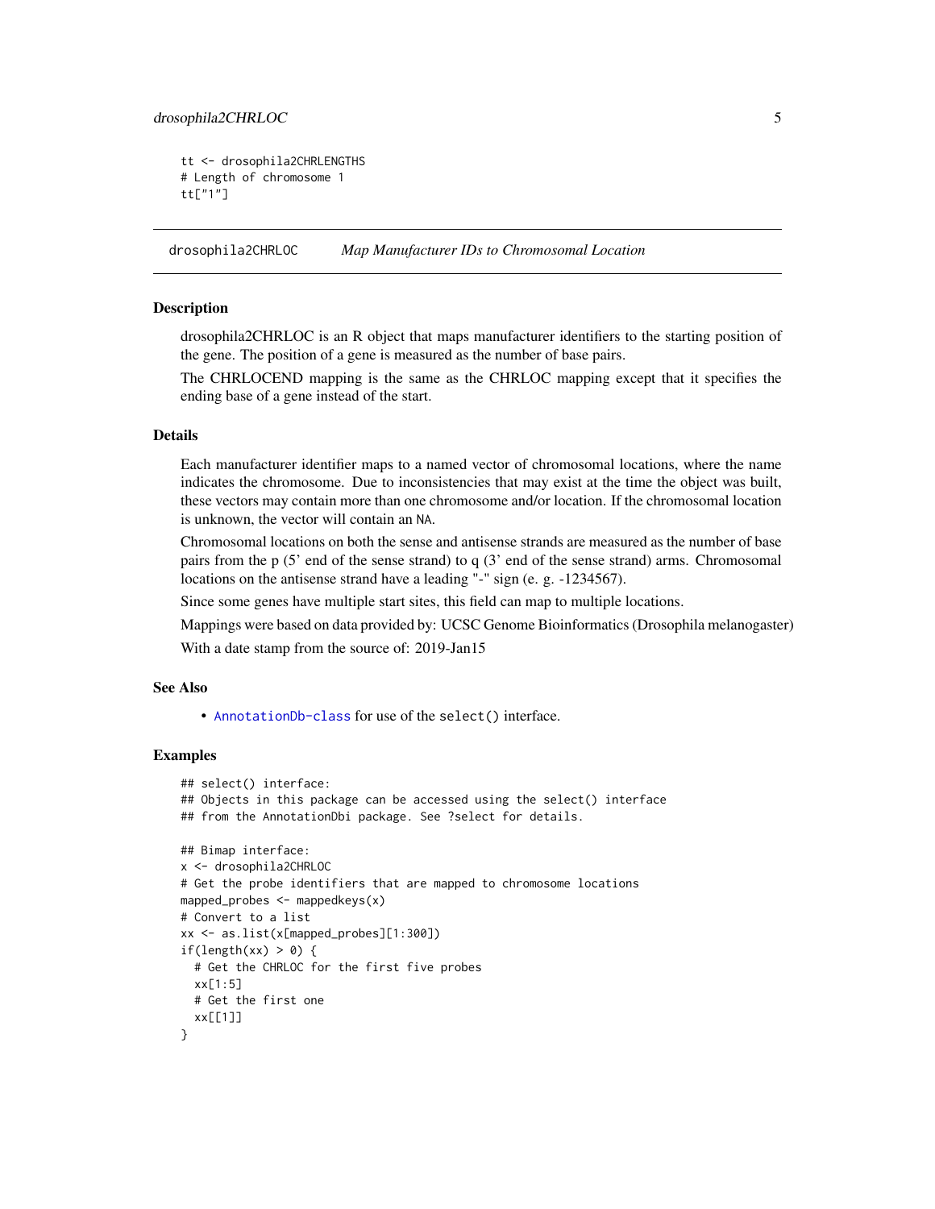```
tt <- drosophila2CHRLENGTHS
# Length of chromosome 1
tt["1"]
```

## drosophila2CHRLOC *Map Manufacturer IDs to Chromosomal Location*

### Description

drosophila2CHRLOC is an R object that maps manufacturer identifiers to the starting position of the gene. The position of a gene is measured as the number of base pairs.

The CHRLOCEND mapping is the same as the CHRLOC mapping except that it specifies the ending base of a gene instead of the start.

### Details

Each manufacturer identifier maps to a named vector of chromosomal locations, where the name indicates the chromosome. Due to inconsistencies that may exist at the time the object was built, these vectors may contain more than one chromosome and/or location. If the chromosomal location is unknown, the vector will contain an NA.

Chromosomal locations on both the sense and antisense strands are measured as the number of base pairs from the p (5' end of the sense strand) to q (3' end of the sense strand) arms. Chromosomal locations on the antisense strand have a leading "-" sign (e. g. -1234567).

Since some genes have multiple start sites, this field can map to multiple locations.

Mappings were based on data provided by: UCSC Genome Bioinformatics (Drosophila melanogaster)

With a date stamp from the source of: 2019-Jan15

### See Also

- AnnotationDb-class for use of the select() interface.

### Examples

```
## select() interface:
## Objects in this package can be accessed using the select() interface
## from the AnnotationDbi package. See ?select for details.

## Bimap interface:
x <- drosophila2CHRLOC
# Get the probe identifiers that are mapped to chromosome locations
mapped_probes <- mappedkeys(x)
# Convert to a list
xx <- as.list(x[mapped_probes][1:300])
if(length(xx) > 0) {
  # Get the CHRLOC for the first five probes
  xx[1:5]
  # Get the first one
  xx[[1]]
}
```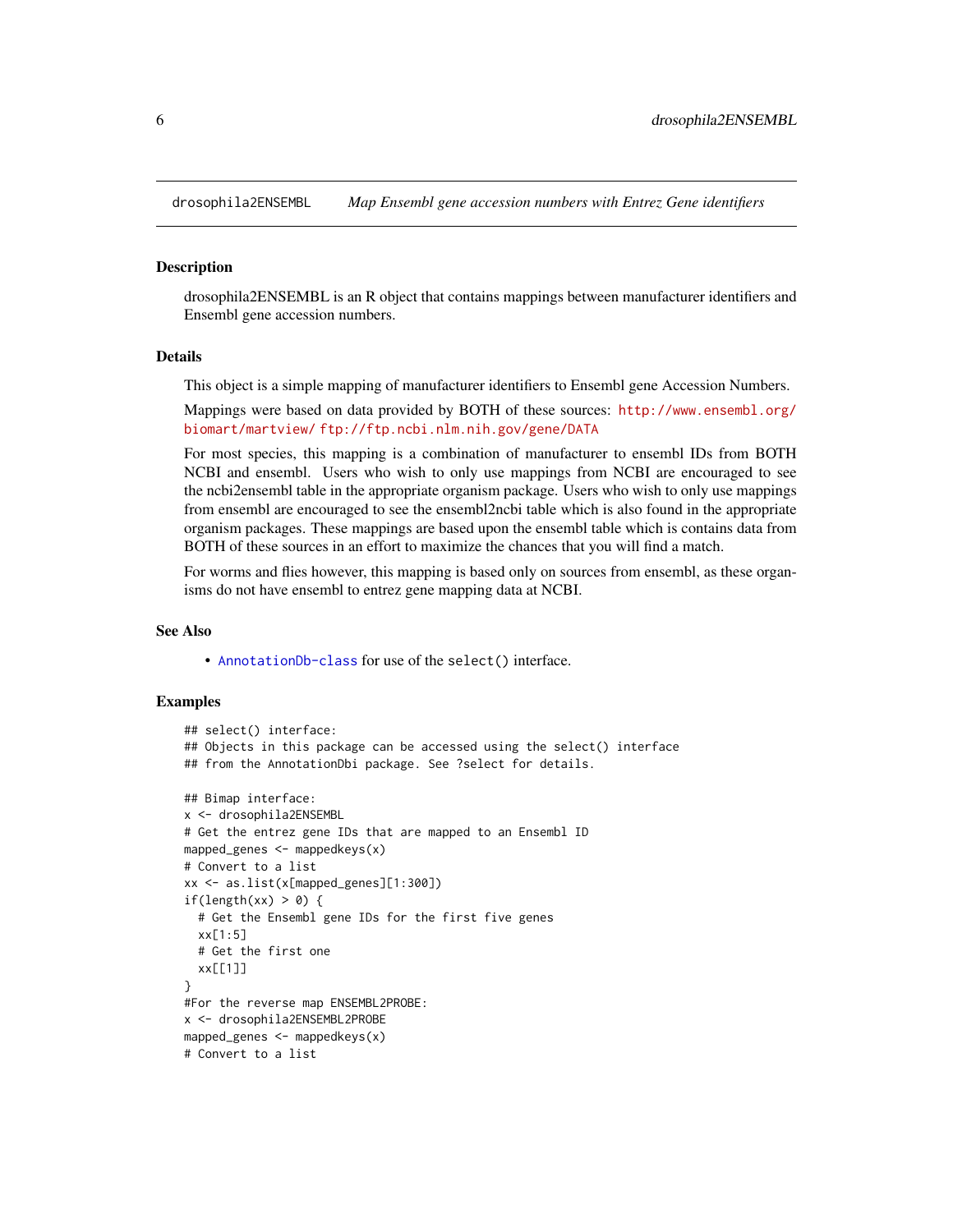## drosophila2ENSEMBL — *Map Ensembl gene accession numbers with Entrez Gene identifiers*

### Description

drosophila2ENSEMBL is an R object that contains mappings between manufacturer identifiers and Ensembl gene accession numbers.

### Details

This object is a simple mapping of manufacturer identifiers to Ensembl gene Accession Numbers.

Mappings were based on data provided by BOTH of these sources: http://www.ensembl.org/biomart/martview/ ftp://ftp.ncbi.nlm.nih.gov/gene/DATA

For most species, this mapping is a combination of manufacturer to ensembl IDs from BOTH NCBI and ensembl. Users who wish to only use mappings from NCBI are encouraged to see the ncbi2ensembl table in the appropriate organism package. Users who wish to only use mappings from ensembl are encouraged to see the ensembl2ncbi table which is also found in the appropriate organism packages. These mappings are based upon the ensembl table which is contains data from BOTH of these sources in an effort to maximize the chances that you will find a match.

For worms and flies however, this mapping is based only on sources from ensembl, as these organisms do not have ensembl to entrez gene mapping data at NCBI.

### See Also

- AnnotationDb-class for use of the `select()` interface.

### Examples

```
## select() interface:
## Objects in this package can be accessed using the select() interface
## from the AnnotationDbi package. See ?select for details.

## Bimap interface:
x <- drosophila2ENSEMBL
# Get the entrez gene IDs that are mapped to an Ensembl ID
mapped_genes <- mappedkeys(x)
# Convert to a list
xx <- as.list(x[mapped_genes][1:300])
if(length(xx) > 0) {
  # Get the Ensembl gene IDs for the first five genes
  xx[1:5]
  # Get the first one
  xx[[1]]
}
#For the reverse map ENSEMBL2PROBE:
x <- drosophila2ENSEMBL2PROBE
mapped_genes <- mappedkeys(x)
# Convert to a list
```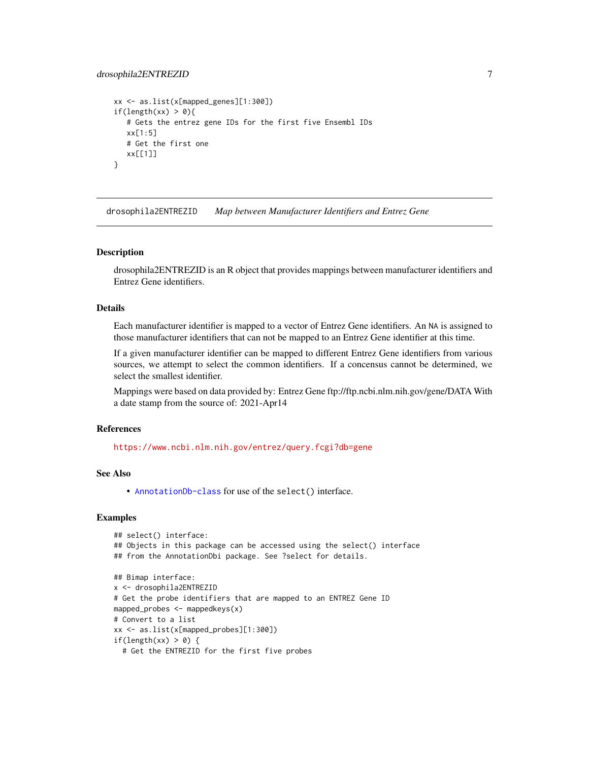```
xx <- as.list(x[mapped_genes][1:300])
if(length(xx) > 0){
   # Gets the entrez gene IDs for the first five Ensembl IDs
   xx[1:5]
   # Get the first one
   xx[[1]]
}
```

## drosophila2ENTREZID — *Map between Manufacturer Identifiers and Entrez Gene*

### Description

drosophila2ENTREZID is an R object that provides mappings between manufacturer identifiers and Entrez Gene identifiers.

### Details

Each manufacturer identifier is mapped to a vector of Entrez Gene identifiers. An NA is assigned to those manufacturer identifiers that can not be mapped to an Entrez Gene identifier at this time.

If a given manufacturer identifier can be mapped to different Entrez Gene identifiers from various sources, we attempt to select the common identifiers. If a concensus cannot be determined, we select the smallest identifier.

Mappings were based on data provided by: Entrez Gene ftp://ftp.ncbi.nlm.nih.gov/gene/DATA With a date stamp from the source of: 2021-Apr14

### References

https://www.ncbi.nlm.nih.gov/entrez/query.fcgi?db=gene

### See Also

- AnnotationDb-class for use of the select() interface.

### Examples

```
## select() interface:
## Objects in this package can be accessed using the select() interface
## from the AnnotationDbi package. See ?select for details.

## Bimap interface:
x <- drosophila2ENTREZID
# Get the probe identifiers that are mapped to an ENTREZ Gene ID
mapped_probes <- mappedkeys(x)
# Convert to a list
xx <- as.list(x[mapped_probes][1:300])
if(length(xx) > 0) {
  # Get the ENTREZID for the first five probes
```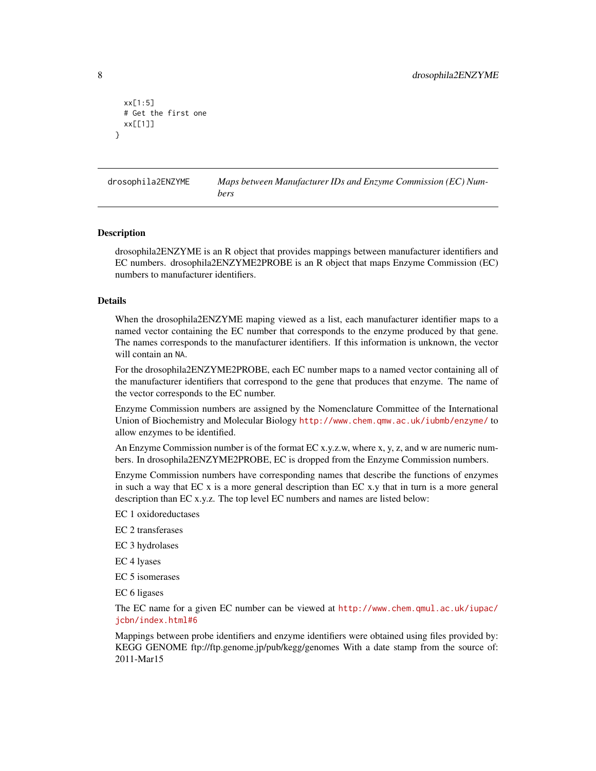```
  xx[1:5]
  # Get the first one
  xx[[1]]
}
```

## drosophila2ENZYME *Maps between Manufacturer IDs and Enzyme Commission (EC) Numbers*

### Description

drosophila2ENZYME is an R object that provides mappings between manufacturer identifiers and EC numbers. drosophila2ENZYME2PROBE is an R object that maps Enzyme Commission (EC) numbers to manufacturer identifiers.

### Details

When the drosophila2ENZYME maping viewed as a list, each manufacturer identifier maps to a named vector containing the EC number that corresponds to the enzyme produced by that gene. The names corresponds to the manufacturer identifiers. If this information is unknown, the vector will contain an `NA`.

For the drosophila2ENZYME2PROBE, each EC number maps to a named vector containing all of the manufacturer identifiers that correspond to the gene that produces that enzyme. The name of the vector corresponds to the EC number.

Enzyme Commission numbers are assigned by the Nomenclature Committee of the International Union of Biochemistry and Molecular Biology http://www.chem.qmw.ac.uk/iubmb/enzyme/ to allow enzymes to be identified.

An Enzyme Commission number is of the format EC x.y.z.w, where x, y, z, and w are numeric numbers. In drosophila2ENZYME2PROBE, EC is dropped from the Enzyme Commission numbers.

Enzyme Commission numbers have corresponding names that describe the functions of enzymes in such a way that EC x is a more general description than EC x.y that in turn is a more general description than EC x.y.z. The top level EC numbers and names are listed below:

EC 1 oxidoreductases

EC 2 transferases

EC 3 hydrolases

EC 4 lyases

EC 5 isomerases

EC 6 ligases

The EC name for a given EC number can be viewed at http://www.chem.qmul.ac.uk/iupac/jcbn/index.html#6

Mappings between probe identifiers and enzyme identifiers were obtained using files provided by: KEGG GENOME ftp://ftp.genome.jp/pub/kegg/genomes With a date stamp from the source of: 2011-Mar15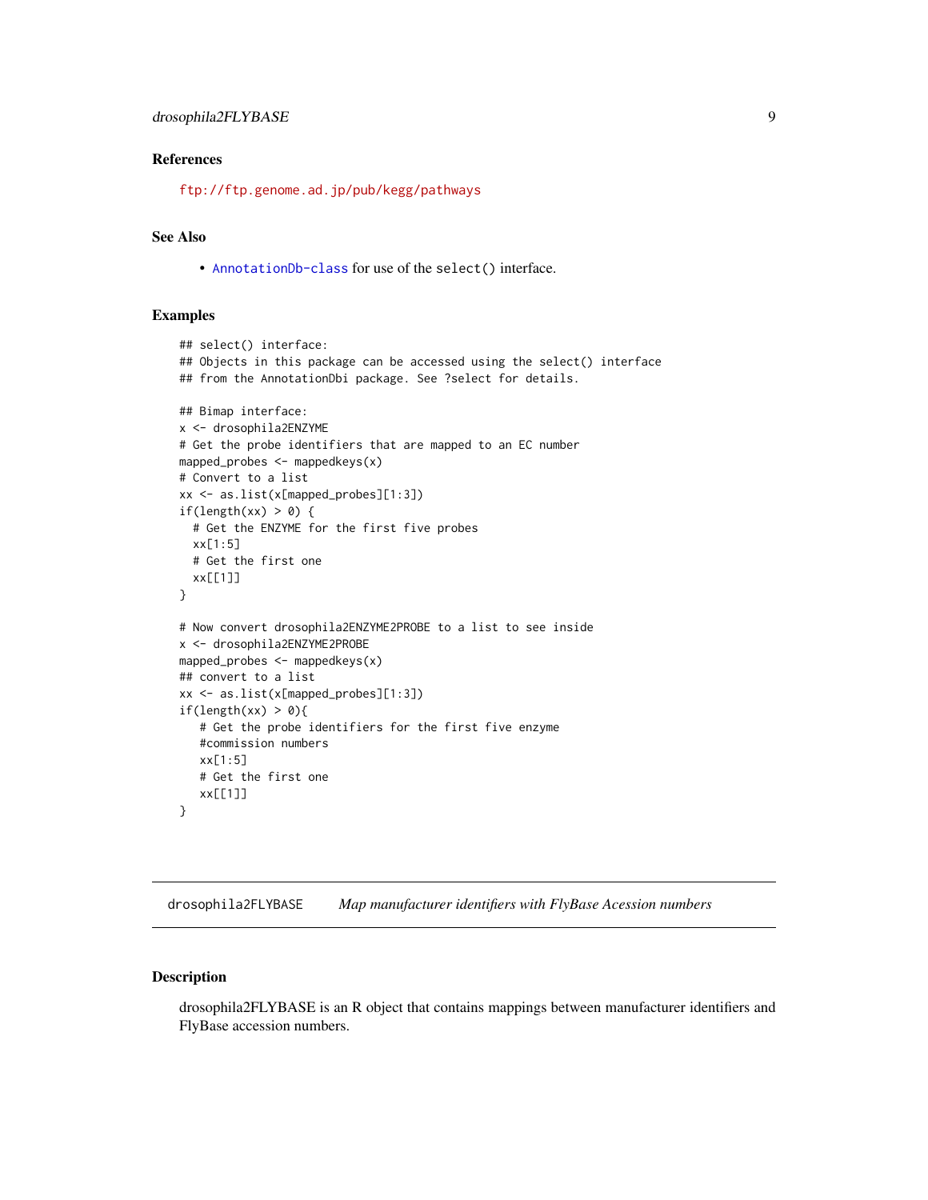### References

ftp://ftp.genome.ad.jp/pub/kegg/pathways

### See Also

- AnnotationDb-class for use of the `select()` interface.

### Examples

```
## select() interface:
## Objects in this package can be accessed using the select() interface
## from the AnnotationDbi package. See ?select for details.

## Bimap interface:
x <- drosophila2ENZYME
# Get the probe identifiers that are mapped to an EC number
mapped_probes <- mappedkeys(x)
# Convert to a list
xx <- as.list(x[mapped_probes][1:3])
if(length(xx) > 0) {
  # Get the ENZYME for the first five probes
  xx[1:5]
  # Get the first one
  xx[[1]]
}

# Now convert drosophila2ENZYME2PROBE to a list to see inside
x <- drosophila2ENZYME2PROBE
mapped_probes <- mappedkeys(x)
## convert to a list
xx <- as.list(x[mapped_probes][1:3])
if(length(xx) > 0){
   # Get the probe identifiers for the first five enzyme
   #commission numbers
   xx[1:5]
   # Get the first one
   xx[[1]]
}
```

---

## drosophila2FLYBASE    *Map manufacturer identifiers with FlyBase Acession numbers*

---

### Description

drosophila2FLYBASE is an R object that contains mappings between manufacturer identifiers and FlyBase accession numbers.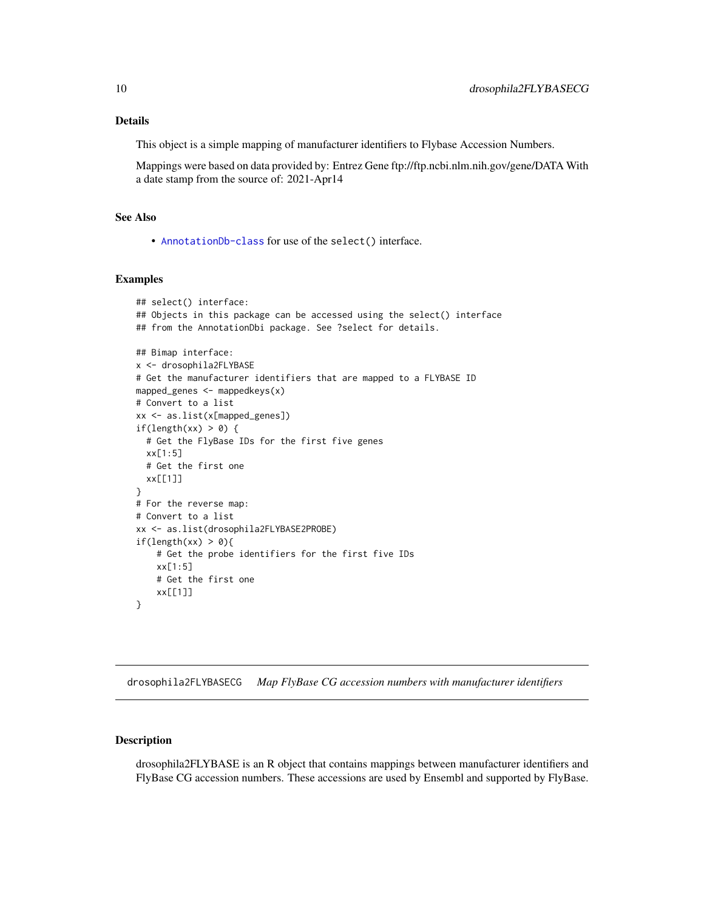## Details

This object is a simple mapping of manufacturer identifiers to Flybase Accession Numbers.

Mappings were based on data provided by: Entrez Gene ftp://ftp.ncbi.nlm.nih.gov/gene/DATA With a date stamp from the source of: 2021-Apr14

## See Also

- AnnotationDb-class for use of the select() interface.

## Examples

```
## select() interface:
## Objects in this package can be accessed using the select() interface
## from the AnnotationDbi package. See ?select for details.

## Bimap interface:
x <- drosophila2FLYBASE
# Get the manufacturer identifiers that are mapped to a FLYBASE ID
mapped_genes <- mappedkeys(x)
# Convert to a list
xx <- as.list(x[mapped_genes])
if(length(xx) > 0) {
  # Get the FlyBase IDs for the first five genes
  xx[1:5]
  # Get the first one
  xx[[1]]
}
# For the reverse map:
# Convert to a list
xx <- as.list(drosophila2FLYBASE2PROBE)
if(length(xx) > 0){
    # Get the probe identifiers for the first five IDs
    xx[1:5]
    # Get the first one
    xx[[1]]
}
```

---

# drosophila2FLYBASECG *Map FlyBase CG accession numbers with manufacturer identifiers*

---

## Description

drosophila2FLYBASE is an R object that contains mappings between manufacturer identifiers and FlyBase CG accession numbers. These accessions are used by Ensembl and supported by FlyBase.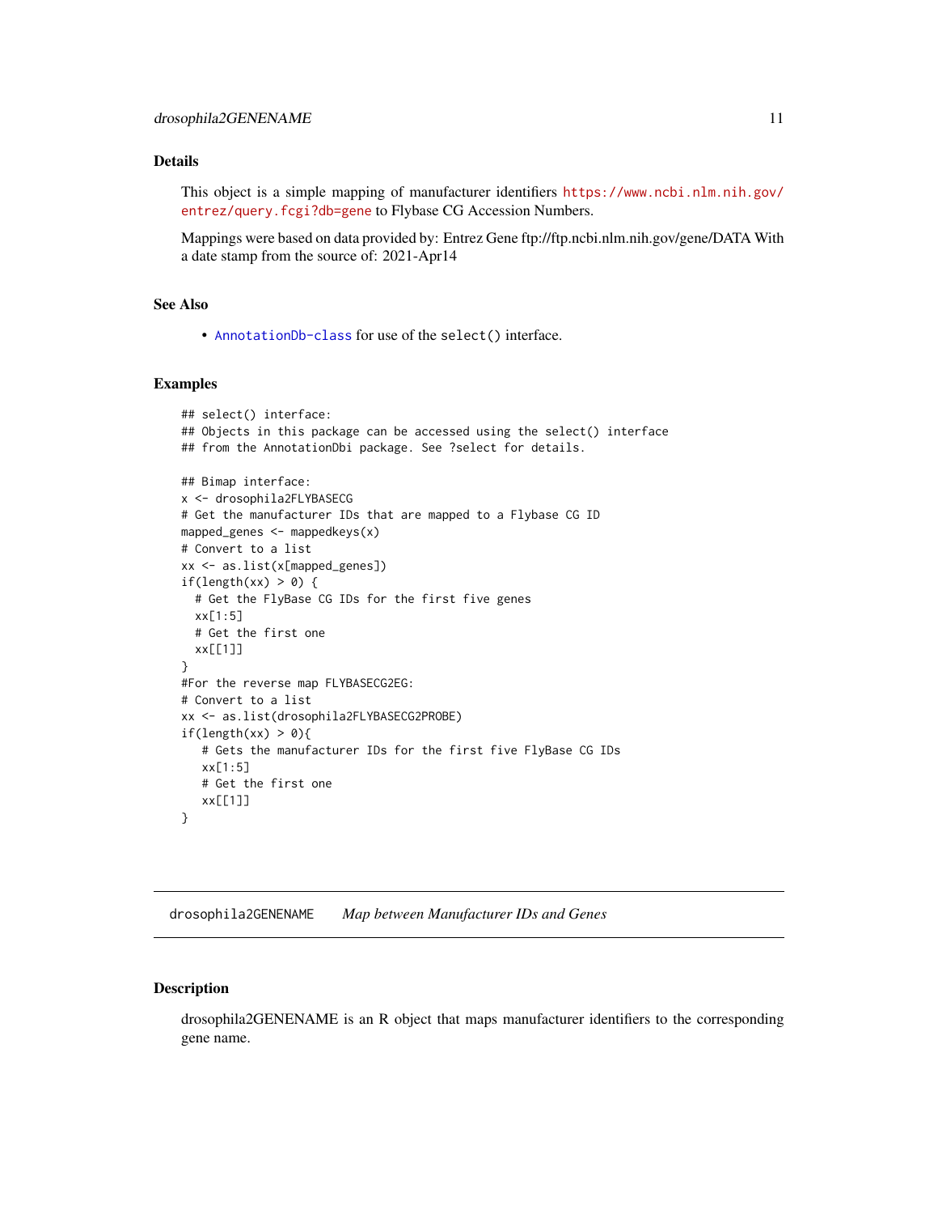## Details

This object is a simple mapping of manufacturer identifiers https://www.ncbi.nlm.nih.gov/entrez/query.fcgi?db=gene to Flybase CG Accession Numbers.

Mappings were based on data provided by: Entrez Gene ftp://ftp.ncbi.nlm.nih.gov/gene/DATA With a date stamp from the source of: 2021-Apr14

## See Also

- AnnotationDb-class for use of the select() interface.

## Examples

```
## select() interface:
## Objects in this package can be accessed using the select() interface
## from the AnnotationDbi package. See ?select for details.

## Bimap interface:
x <- drosophila2FLYBASECG
# Get the manufacturer IDs that are mapped to a Flybase CG ID
mapped_genes <- mappedkeys(x)
# Convert to a list
xx <- as.list(x[mapped_genes])
if(length(xx) > 0) {
  # Get the FlyBase CG IDs for the first five genes
  xx[1:5]
  # Get the first one
  xx[[1]]
}
#For the reverse map FLYBASECG2EG:
# Convert to a list
xx <- as.list(drosophila2FLYBASECG2PROBE)
if(length(xx) > 0){
   # Gets the manufacturer IDs for the first five FlyBase CG IDs
   xx[1:5]
   # Get the first one
   xx[[1]]
}
```

---

# drosophila2GENENAME    *Map between Manufacturer IDs and Genes*

---

## Description

drosophila2GENENAME is an R object that maps manufacturer identifiers to the corresponding gene name.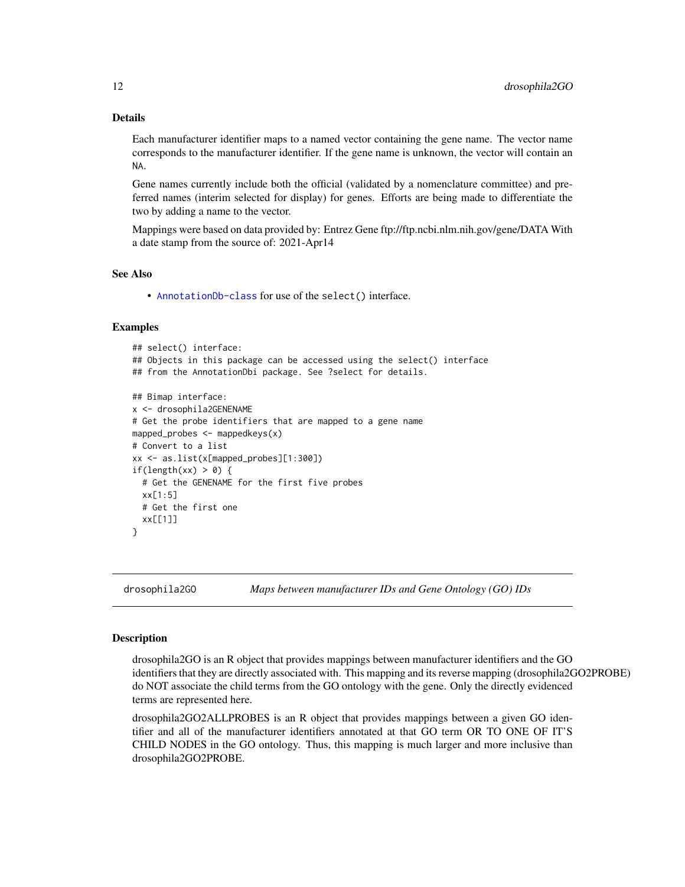### Details

Each manufacturer identifier maps to a named vector containing the gene name. The vector name corresponds to the manufacturer identifier. If the gene name is unknown, the vector will contain an NA.

Gene names currently include both the official (validated by a nomenclature committee) and preferred names (interim selected for display) for genes. Efforts are being made to differentiate the two by adding a name to the vector.

Mappings were based on data provided by: Entrez Gene ftp://ftp.ncbi.nlm.nih.gov/gene/DATA With a date stamp from the source of: 2021-Apr14

### See Also

- AnnotationDb-class for use of the select() interface.

### Examples

```
## select() interface:
## Objects in this package can be accessed using the select() interface
## from the AnnotationDbi package. See ?select for details.

## Bimap interface:
x <- drosophila2GENENAME
# Get the probe identifiers that are mapped to a gene name
mapped_probes <- mappedkeys(x)
# Convert to a list
xx <- as.list(x[mapped_probes][1:300])
if(length(xx) > 0) {
  # Get the GENENAME for the first five probes
  xx[1:5]
  # Get the first one
  xx[[1]]
}
```

---

## drosophila2GO &nbsp;&nbsp;&nbsp; *Maps between manufacturer IDs and Gene Ontology (GO) IDs*

### Description

drosophila2GO is an R object that provides mappings between manufacturer identifiers and the GO identifiers that they are directly associated with. This mapping and its reverse mapping (drosophila2GO2PROBE) do NOT associate the child terms from the GO ontology with the gene. Only the directly evidenced terms are represented here.

drosophila2GO2ALLPROBES is an R object that provides mappings between a given GO identifier and all of the manufacturer identifiers annotated at that GO term OR TO ONE OF IT'S CHILD NODES in the GO ontology. Thus, this mapping is much larger and more inclusive than drosophila2GO2PROBE.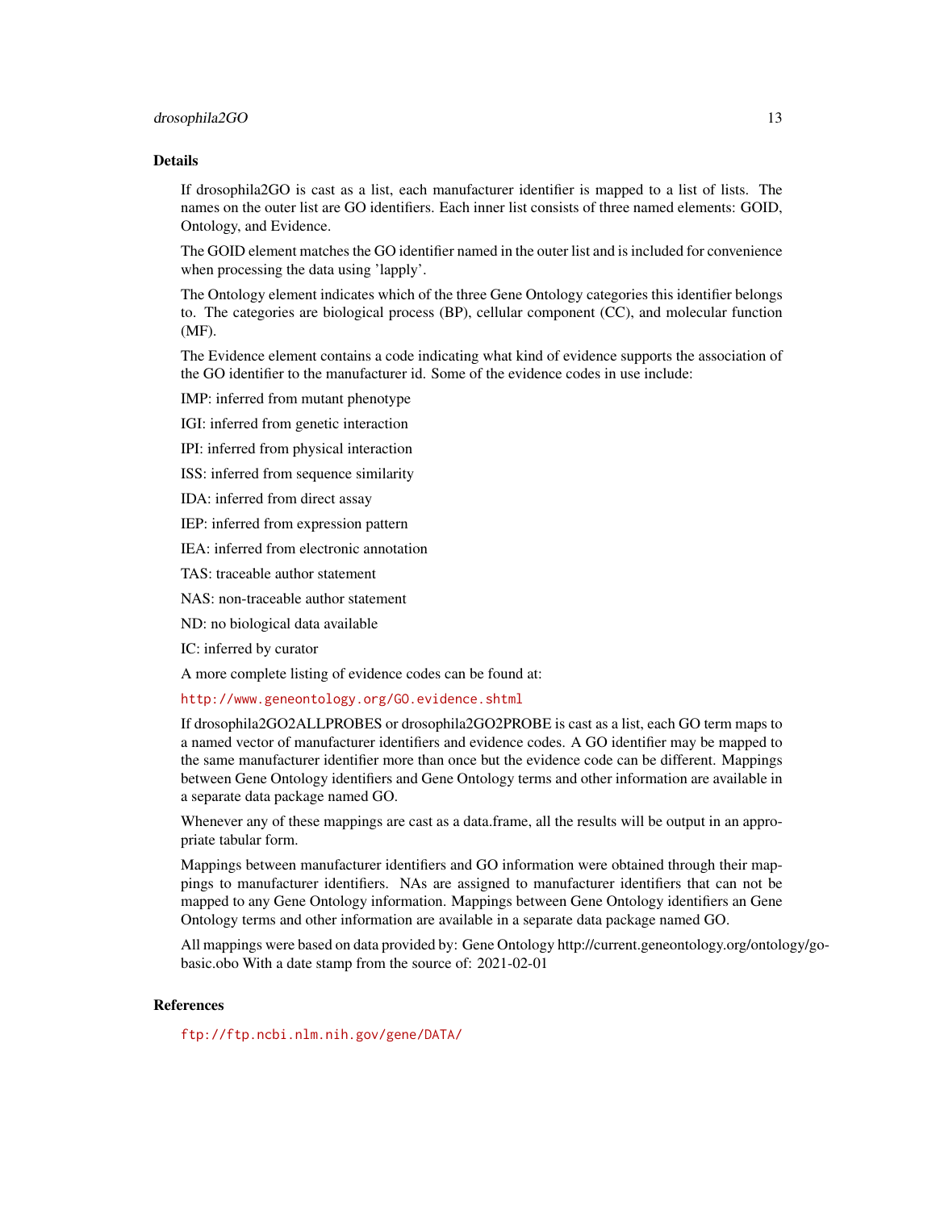## Details

If drosophila2GO is cast as a list, each manufacturer identifier is mapped to a list of lists. The names on the outer list are GO identifiers. Each inner list consists of three named elements: GOID, Ontology, and Evidence.

The GOID element matches the GO identifier named in the outer list and is included for convenience when processing the data using 'lapply'.

The Ontology element indicates which of the three Gene Ontology categories this identifier belongs to. The categories are biological process (BP), cellular component (CC), and molecular function (MF).

The Evidence element contains a code indicating what kind of evidence supports the association of the GO identifier to the manufacturer id. Some of the evidence codes in use include:

IMP: inferred from mutant phenotype

IGI: inferred from genetic interaction

IPI: inferred from physical interaction

ISS: inferred from sequence similarity

IDA: inferred from direct assay

IEP: inferred from expression pattern

IEA: inferred from electronic annotation

TAS: traceable author statement

NAS: non-traceable author statement

ND: no biological data available

IC: inferred by curator

A more complete listing of evidence codes can be found at:

http://www.geneontology.org/GO.evidence.shtml

If drosophila2GO2ALLPROBES or drosophila2GO2PROBE is cast as a list, each GO term maps to a named vector of manufacturer identifiers and evidence codes. A GO identifier may be mapped to the same manufacturer identifier more than once but the evidence code can be different. Mappings between Gene Ontology identifiers and Gene Ontology terms and other information are available in a separate data package named GO.

Whenever any of these mappings are cast as a data.frame, all the results will be output in an appropriate tabular form.

Mappings between manufacturer identifiers and GO information were obtained through their mappings to manufacturer identifiers. NAs are assigned to manufacturer identifiers that can not be mapped to any Gene Ontology information. Mappings between Gene Ontology identifiers an Gene Ontology terms and other information are available in a separate data package named GO.

All mappings were based on data provided by: Gene Ontology http://current.geneontology.org/ontology/go-basic.obo With a date stamp from the source of: 2021-02-01

## References

ftp://ftp.ncbi.nlm.nih.gov/gene/DATA/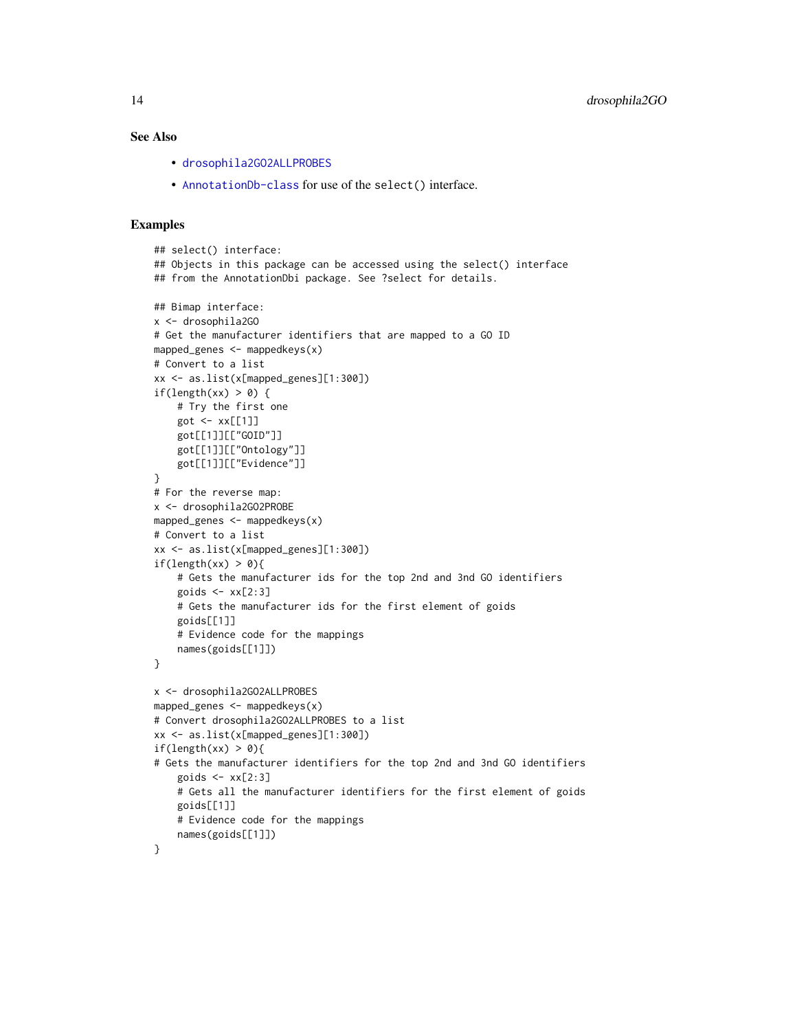## See Also

- `drosophila2GO2ALLPROBES`
- `AnnotationDb-class` for use of the `select()` interface.

## Examples

```
## select() interface:
## Objects in this package can be accessed using the select() interface
## from the AnnotationDbi package. See ?select for details.

## Bimap interface:
x <- drosophila2GO
# Get the manufacturer identifiers that are mapped to a GO ID
mapped_genes <- mappedkeys(x)
# Convert to a list
xx <- as.list(x[mapped_genes][1:300])
if(length(xx) > 0) {
    # Try the first one
    got <- xx[[1]]
    got[[1]][["GOID"]]
    got[[1]][["Ontology"]]
    got[[1]][["Evidence"]]
}
# For the reverse map:
x <- drosophila2GO2PROBE
mapped_genes <- mappedkeys(x)
# Convert to a list
xx <- as.list(x[mapped_genes][1:300])
if(length(xx) > 0){
    # Gets the manufacturer ids for the top 2nd and 3nd GO identifiers
    goids <- xx[2:3]
    # Gets the manufacturer ids for the first element of goids
    goids[[1]]
    # Evidence code for the mappings
    names(goids[[1]])
}

x <- drosophila2GO2ALLPROBES
mapped_genes <- mappedkeys(x)
# Convert drosophila2GO2ALLPROBES to a list
xx <- as.list(x[mapped_genes][1:300])
if(length(xx) > 0){
# Gets the manufacturer identifiers for the top 2nd and 3nd GO identifiers
    goids <- xx[2:3]
    # Gets all the manufacturer identifiers for the first element of goids
    goids[[1]]
    # Evidence code for the mappings
    names(goids[[1]])
}
```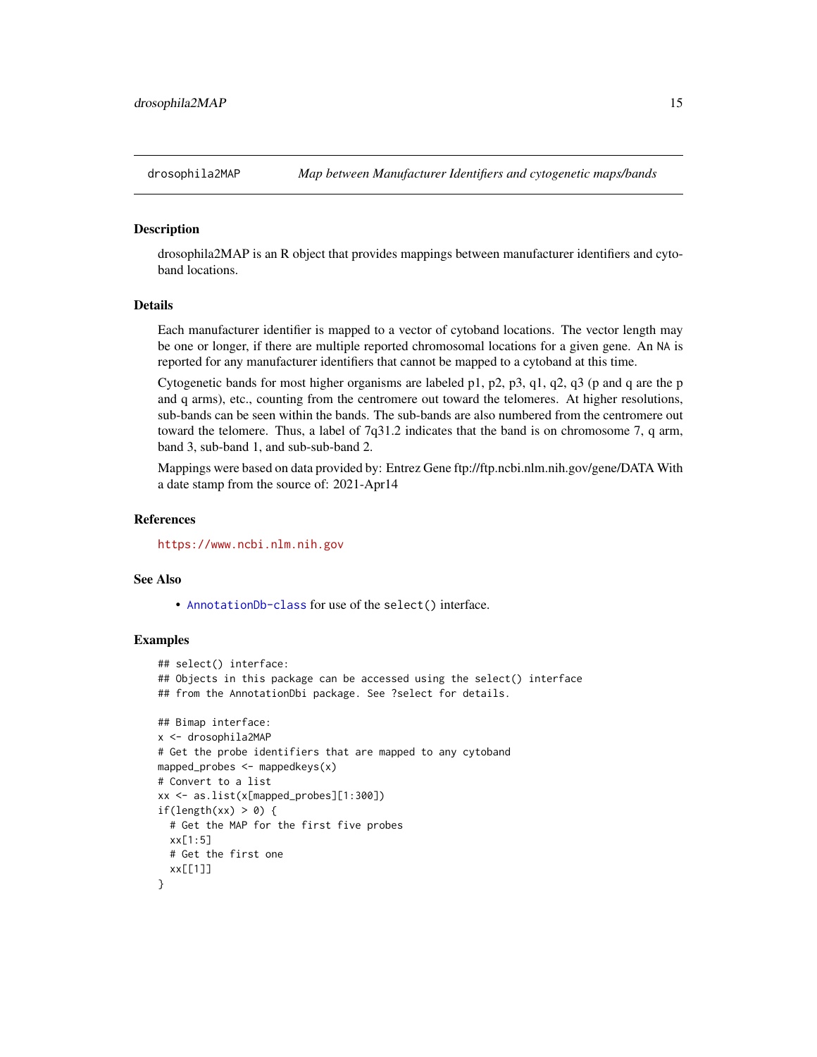drosophila2MAP *Map between Manufacturer Identifiers and cytogenetic maps/bands*

## Description

drosophila2MAP is an R object that provides mappings between manufacturer identifiers and cytoband locations.

## Details

Each manufacturer identifier is mapped to a vector of cytoband locations. The vector length may be one or longer, if there are multiple reported chromosomal locations for a given gene. An NA is reported for any manufacturer identifiers that cannot be mapped to a cytoband at this time.

Cytogenetic bands for most higher organisms are labeled p1, p2, p3, q1, q2, q3 (p and q are the p and q arms), etc., counting from the centromere out toward the telomeres. At higher resolutions, sub-bands can be seen within the bands. The sub-bands are also numbered from the centromere out toward the telomere. Thus, a label of 7q31.2 indicates that the band is on chromosome 7, q arm, band 3, sub-band 1, and sub-sub-band 2.

Mappings were based on data provided by: Entrez Gene ftp://ftp.ncbi.nlm.nih.gov/gene/DATA With a date stamp from the source of: 2021-Apr14

## References

https://www.ncbi.nlm.nih.gov

## See Also

- AnnotationDb-class for use of the select() interface.

## Examples

```
## select() interface:
## Objects in this package can be accessed using the select() interface
## from the AnnotationDbi package. See ?select for details.

## Bimap interface:
x <- drosophila2MAP
# Get the probe identifiers that are mapped to any cytoband
mapped_probes <- mappedkeys(x)
# Convert to a list
xx <- as.list(x[mapped_probes][1:300])
if(length(xx) > 0) {
  # Get the MAP for the first five probes
  xx[1:5]
  # Get the first one
  xx[[1]]
}
```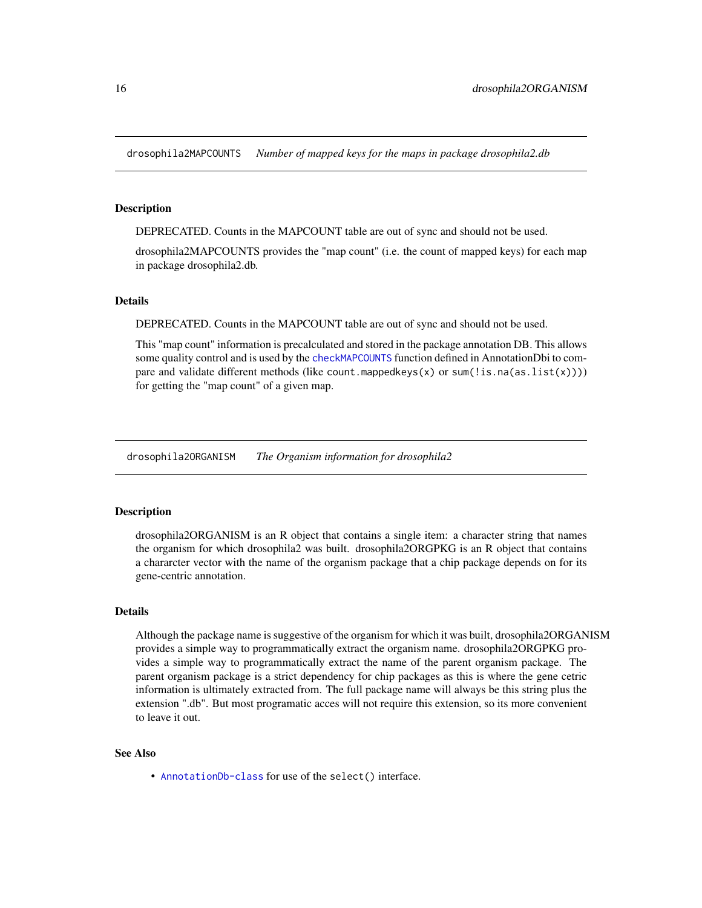## drosophila2MAPCOUNTS *Number of mapped keys for the maps in package drosophila2.db*

### Description

DEPRECATED. Counts in the MAPCOUNT table are out of sync and should not be used.

drosophila2MAPCOUNTS provides the "map count" (i.e. the count of mapped keys) for each map in package drosophila2.db.

### Details

DEPRECATED. Counts in the MAPCOUNT table are out of sync and should not be used.

This "map count" information is precalculated and stored in the package annotation DB. This allows some quality control and is used by the `checkMAPCOUNTS` function defined in AnnotationDbi to compare and validate different methods (like `count.mappedkeys(x)` or `sum(!is.na(as.list(x)))`) for getting the "map count" of a given map.

## drosophila2ORGANISM *The Organism information for drosophila2*

### Description

drosophila2ORGANISM is an R object that contains a single item: a character string that names the organism for which drosophila2 was built. drosophila2ORGPKG is an R object that contains a chararcter vector with the name of the organism package that a chip package depends on for its gene-centric annotation.

### Details

Although the package name is suggestive of the organism for which it was built, drosophila2ORGANISM provides a simple way to programmatically extract the organism name. drosophila2ORGPKG provides a simple way to programmatically extract the name of the parent organism package. The parent organism package is a strict dependency for chip packages as this is where the gene cetric information is ultimately extracted from. The full package name will always be this string plus the extension ".db". But most programatic acces will not require this extension, so its more convenient to leave it out.

### See Also

- `AnnotationDb-class` for use of the `select()` interface.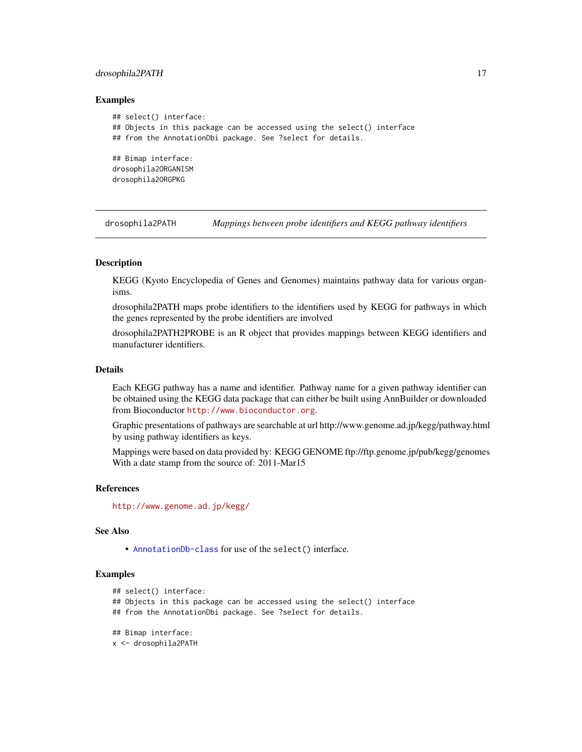### Examples

```
## select() interface:
## Objects in this package can be accessed using the select() interface
## from the AnnotationDbi package. See ?select for details.

## Bimap interface:
drosophila2ORGANISM
drosophila2ORGPKG
```

---

## drosophila2PATH — *Mappings between probe identifiers and KEGG pathway identifiers*

---

### Description

KEGG (Kyoto Encyclopedia of Genes and Genomes) maintains pathway data for various organisms.

drosophila2PATH maps probe identifiers to the identifiers used by KEGG for pathways in which the genes represented by the probe identifiers are involved

drosophila2PATH2PROBE is an R object that provides mappings between KEGG identifiers and manufacturer identifiers.

### Details

Each KEGG pathway has a name and identifier. Pathway name for a given pathway identifier can be obtained using the KEGG data package that can either be built using AnnBuilder or downloaded from Bioconductor http://www.bioconductor.org.

Graphic presentations of pathways are searchable at url http://www.genome.ad.jp/kegg/pathway.html by using pathway identifiers as keys.

Mappings were based on data provided by: KEGG GENOME ftp://ftp.genome.jp/pub/kegg/genomes With a date stamp from the source of: 2011-Mar15

### References

http://www.genome.ad.jp/kegg/

### See Also

- AnnotationDb-class for use of the `select()` interface.

### Examples

```
## select() interface:
## Objects in this package can be accessed using the select() interface
## from the AnnotationDbi package. See ?select for details.

## Bimap interface:
x <- drosophila2PATH
```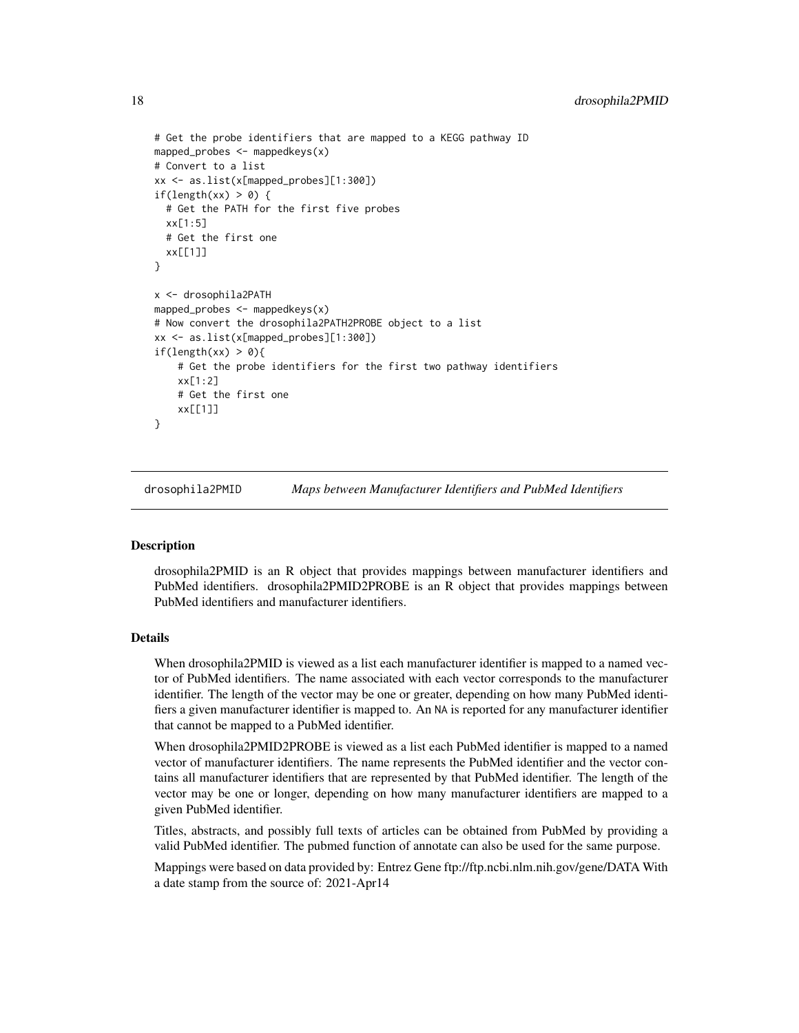```
# Get the probe identifiers that are mapped to a KEGG pathway ID
mapped_probes <- mappedkeys(x)
# Convert to a list
xx <- as.list(x[mapped_probes][1:300])
if(length(xx) > 0) {
  # Get the PATH for the first five probes
  xx[1:5]
  # Get the first one
  xx[[1]]
}

x <- drosophila2PATH
mapped_probes <- mappedkeys(x)
# Now convert the drosophila2PATH2PROBE object to a list
xx <- as.list(x[mapped_probes][1:300])
if(length(xx) > 0){
    # Get the probe identifiers for the first two pathway identifiers
    xx[1:2]
    # Get the first one
    xx[[1]]
}
```

## drosophila2PMID *Maps between Manufacturer Identifiers and PubMed Identifiers*

### Description

drosophila2PMID is an R object that provides mappings between manufacturer identifiers and PubMed identifiers. drosophila2PMID2PROBE is an R object that provides mappings between PubMed identifiers and manufacturer identifiers.

### Details

When drosophila2PMID is viewed as a list each manufacturer identifier is mapped to a named vector of PubMed identifiers. The name associated with each vector corresponds to the manufacturer identifier. The length of the vector may be one or greater, depending on how many PubMed identifiers a given manufacturer identifier is mapped to. An NA is reported for any manufacturer identifier that cannot be mapped to a PubMed identifier.

When drosophila2PMID2PROBE is viewed as a list each PubMed identifier is mapped to a named vector of manufacturer identifiers. The name represents the PubMed identifier and the vector contains all manufacturer identifiers that are represented by that PubMed identifier. The length of the vector may be one or longer, depending on how many manufacturer identifiers are mapped to a given PubMed identifier.

Titles, abstracts, and possibly full texts of articles can be obtained from PubMed by providing a valid PubMed identifier. The pubmed function of annotate can also be used for the same purpose.

Mappings were based on data provided by: Entrez Gene ftp://ftp.ncbi.nlm.nih.gov/gene/DATA With a date stamp from the source of: 2021-Apr14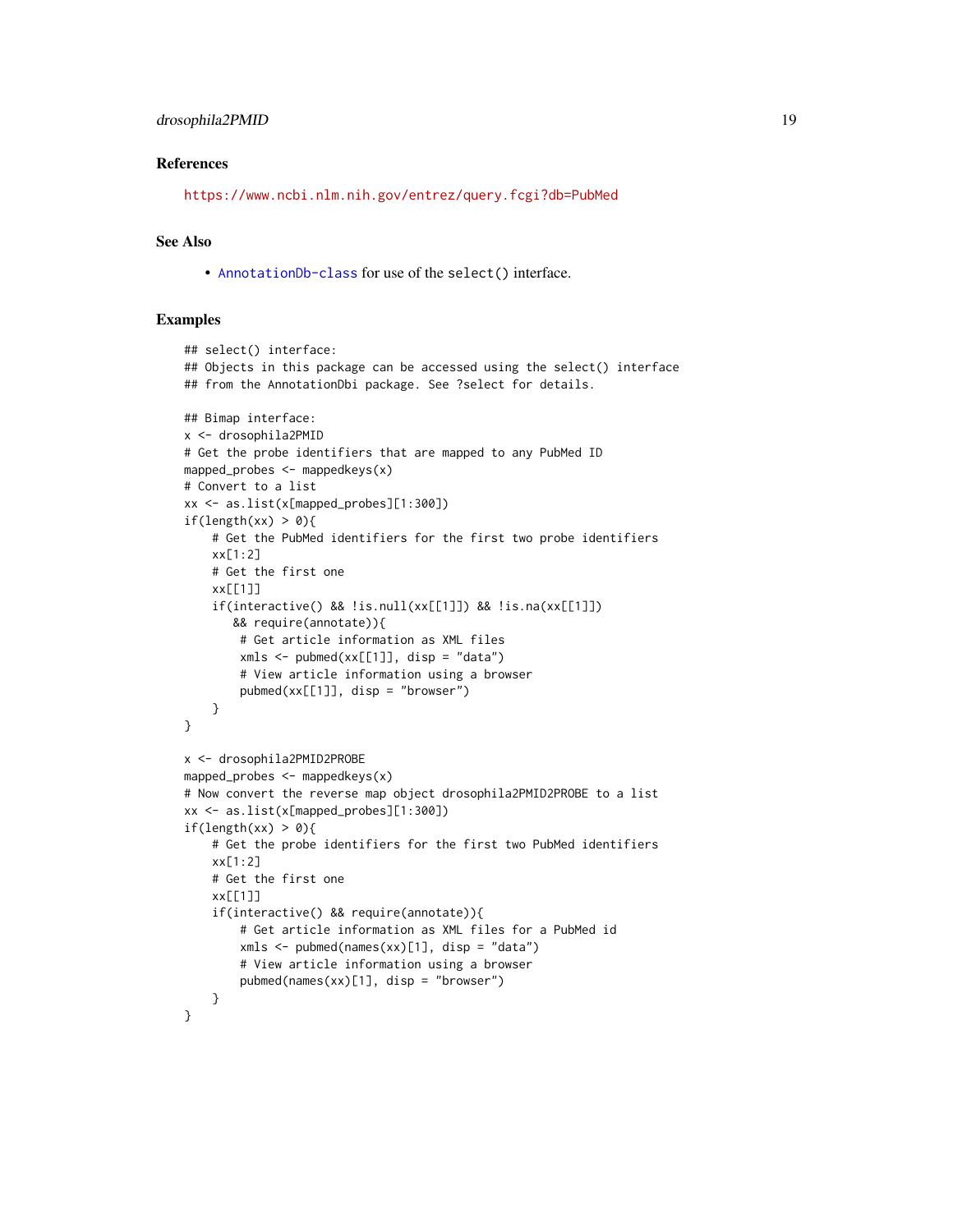## References

https://www.ncbi.nlm.nih.gov/entrez/query.fcgi?db=PubMed

## See Also

- AnnotationDb-class for use of the `select()` interface.

## Examples

```
## select() interface:
## Objects in this package can be accessed using the select() interface
## from the AnnotationDbi package. See ?select for details.

## Bimap interface:
x <- drosophila2PMID
# Get the probe identifiers that are mapped to any PubMed ID
mapped_probes <- mappedkeys(x)
# Convert to a list
xx <- as.list(x[mapped_probes][1:300])
if(length(xx) > 0){
    # Get the PubMed identifiers for the first two probe identifiers
    xx[1:2]
    # Get the first one
    xx[[1]]
    if(interactive() && !is.null(xx[[1]]) && !is.na(xx[[1]])
       && require(annotate)){
        # Get article information as XML files
        xmls <- pubmed(xx[[1]], disp = "data")
        # View article information using a browser
        pubmed(xx[[1]], disp = "browser")
    }
}

x <- drosophila2PMID2PROBE
mapped_probes <- mappedkeys(x)
# Now convert the reverse map object drosophila2PMID2PROBE to a list
xx <- as.list(x[mapped_probes][1:300])
if(length(xx) > 0){
    # Get the probe identifiers for the first two PubMed identifiers
    xx[1:2]
    # Get the first one
    xx[[1]]
    if(interactive() && require(annotate)){
        # Get article information as XML files for a PubMed id
        xmls <- pubmed(names(xx)[1], disp = "data")
        # View article information using a browser
        pubmed(names(xx)[1], disp = "browser")
    }
}
```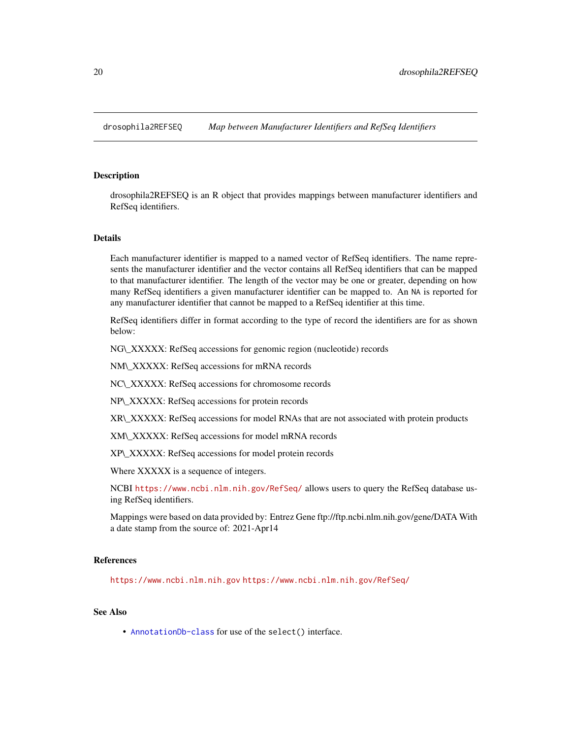drosophila2REFSEQ *Map between Manufacturer Identifiers and RefSeq Identifiers*

## Description

drosophila2REFSEQ is an R object that provides mappings between manufacturer identifiers and RefSeq identifiers.

## Details

Each manufacturer identifier is mapped to a named vector of RefSeq identifiers. The name represents the manufacturer identifier and the vector contains all RefSeq identifiers that can be mapped to that manufacturer identifier. The length of the vector may be one or greater, depending on how many RefSeq identifiers a given manufacturer identifier can be mapped to. An NA is reported for any manufacturer identifier that cannot be mapped to a RefSeq identifier at this time.

RefSeq identifiers differ in format according to the type of record the identifiers are for as shown below:

NG\_XXXXX: RefSeq accessions for genomic region (nucleotide) records

NM\_XXXXX: RefSeq accessions for mRNA records

NC\_XXXXX: RefSeq accessions for chromosome records

NP\_XXXXX: RefSeq accessions for protein records

XR\_XXXXX: RefSeq accessions for model RNAs that are not associated with protein products

XM\_XXXXX: RefSeq accessions for model mRNA records

XP\_XXXXX: RefSeq accessions for model protein records

Where XXXXX is a sequence of integers.

NCBI https://www.ncbi.nlm.nih.gov/RefSeq/ allows users to query the RefSeq database using RefSeq identifiers.

Mappings were based on data provided by: Entrez Gene ftp://ftp.ncbi.nlm.nih.gov/gene/DATA With a date stamp from the source of: 2021-Apr14

## References

https://www.ncbi.nlm.nih.gov https://www.ncbi.nlm.nih.gov/RefSeq/

## See Also

- AnnotationDb-class for use of the select() interface.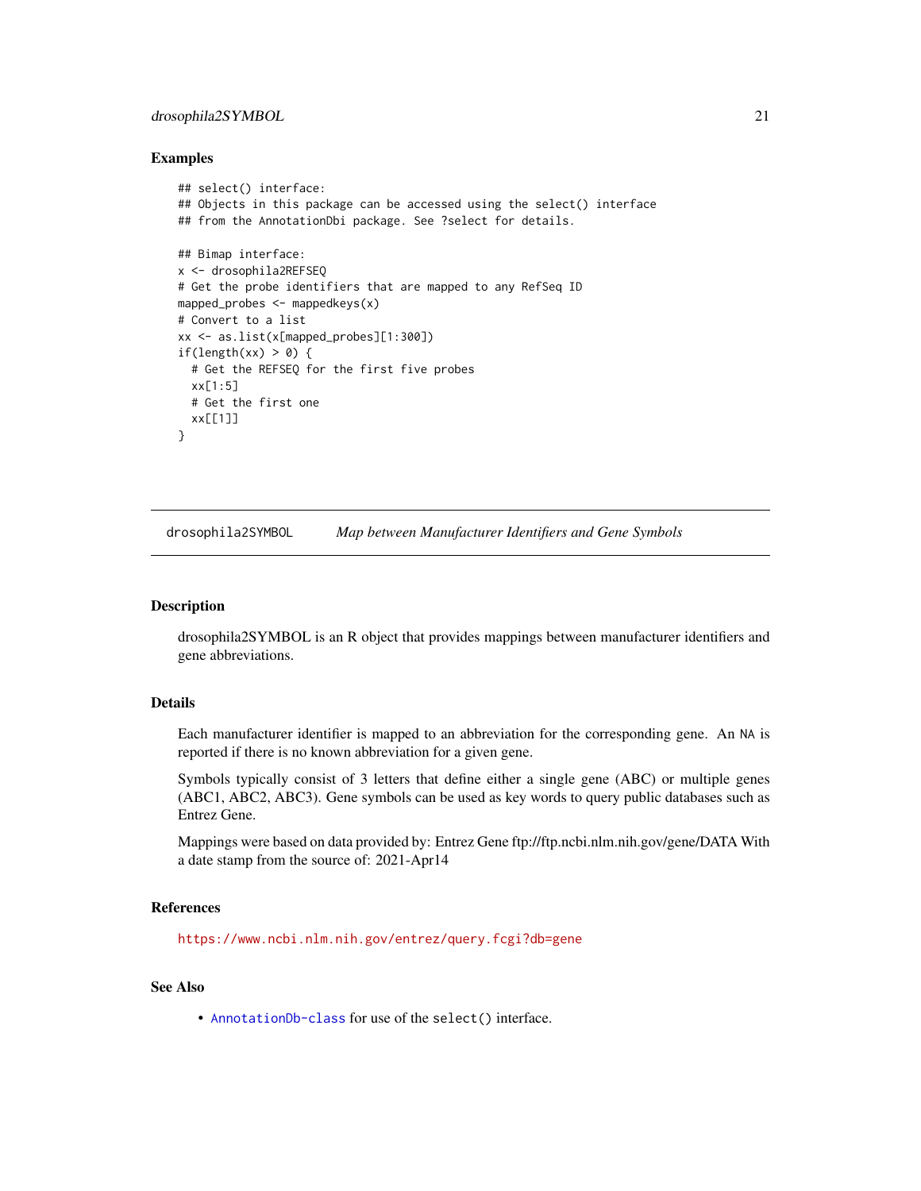## Examples

```
## select() interface:
## Objects in this package can be accessed using the select() interface
## from the AnnotationDbi package. See ?select for details.

## Bimap interface:
x <- drosophila2REFSEQ
# Get the probe identifiers that are mapped to any RefSeq ID
mapped_probes <- mappedkeys(x)
# Convert to a list
xx <- as.list(x[mapped_probes][1:300])
if(length(xx) > 0) {
  # Get the REFSEQ for the first five probes
  xx[1:5]
  # Get the first one
  xx[[1]]
}
```

---

# drosophila2SYMBOL *Map between Manufacturer Identifiers and Gene Symbols*

---

## Description

drosophila2SYMBOL is an R object that provides mappings between manufacturer identifiers and gene abbreviations.

## Details

Each manufacturer identifier is mapped to an abbreviation for the corresponding gene. An NA is reported if there is no known abbreviation for a given gene.

Symbols typically consist of 3 letters that define either a single gene (ABC) or multiple genes (ABC1, ABC2, ABC3). Gene symbols can be used as key words to query public databases such as Entrez Gene.

Mappings were based on data provided by: Entrez Gene ftp://ftp.ncbi.nlm.nih.gov/gene/DATA With a date stamp from the source of: 2021-Apr14

## References

https://www.ncbi.nlm.nih.gov/entrez/query.fcgi?db=gene

## See Also

- AnnotationDb-class for use of the select() interface.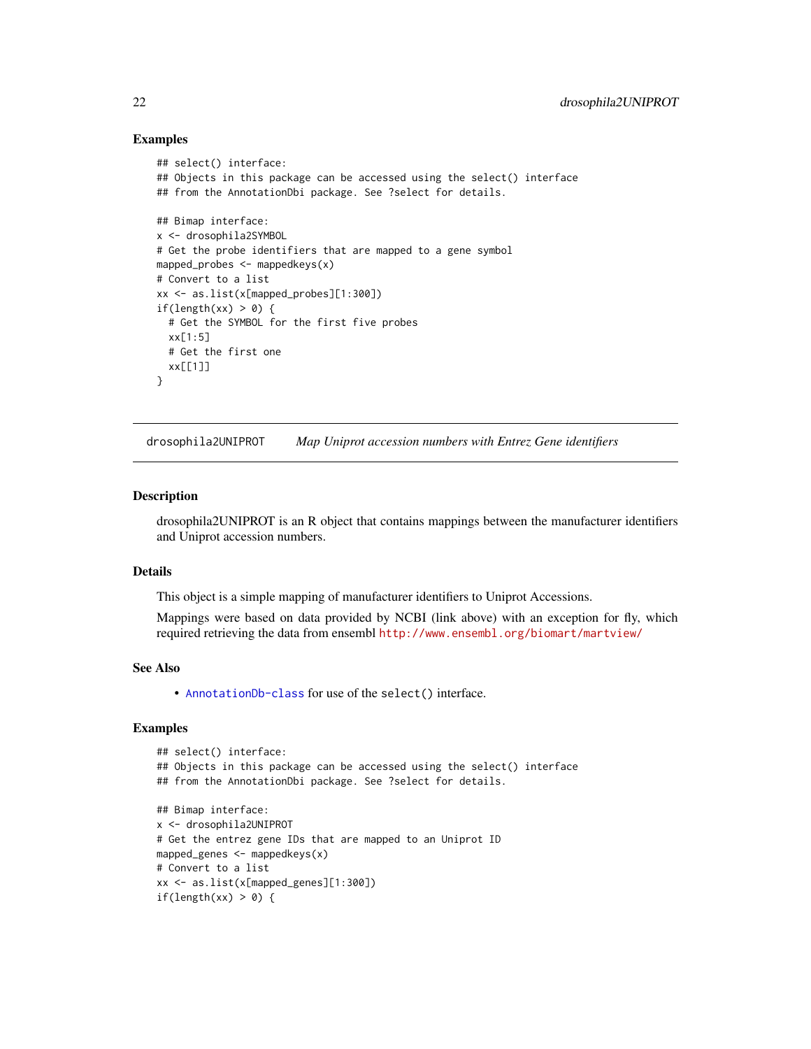### Examples

```
## select() interface:
## Objects in this package can be accessed using the select() interface
## from the AnnotationDbi package. See ?select for details.

## Bimap interface:
x <- drosophila2SYMBOL
# Get the probe identifiers that are mapped to a gene symbol
mapped_probes <- mappedkeys(x)
# Convert to a list
xx <- as.list(x[mapped_probes][1:300])
if(length(xx) > 0) {
  # Get the SYMBOL for the first five probes
  xx[1:5]
  # Get the first one
  xx[[1]]
}
```

---

## drosophila2UNIPROT — *Map Uniprot accession numbers with Entrez Gene identifiers*

### Description

drosophila2UNIPROT is an R object that contains mappings between the manufacturer identifiers and Uniprot accession numbers.

### Details

This object is a simple mapping of manufacturer identifiers to Uniprot Accessions.

Mappings were based on data provided by NCBI (link above) with an exception for fly, which required retrieving the data from ensembl http://www.ensembl.org/biomart/martview/

### See Also

- AnnotationDb-class for use of the select() interface.

### Examples

```
## select() interface:
## Objects in this package can be accessed using the select() interface
## from the AnnotationDbi package. See ?select for details.

## Bimap interface:
x <- drosophila2UNIPROT
# Get the entrez gene IDs that are mapped to an Uniprot ID
mapped_genes <- mappedkeys(x)
# Convert to a list
xx <- as.list(x[mapped_genes][1:300])
if(length(xx) > 0) {
```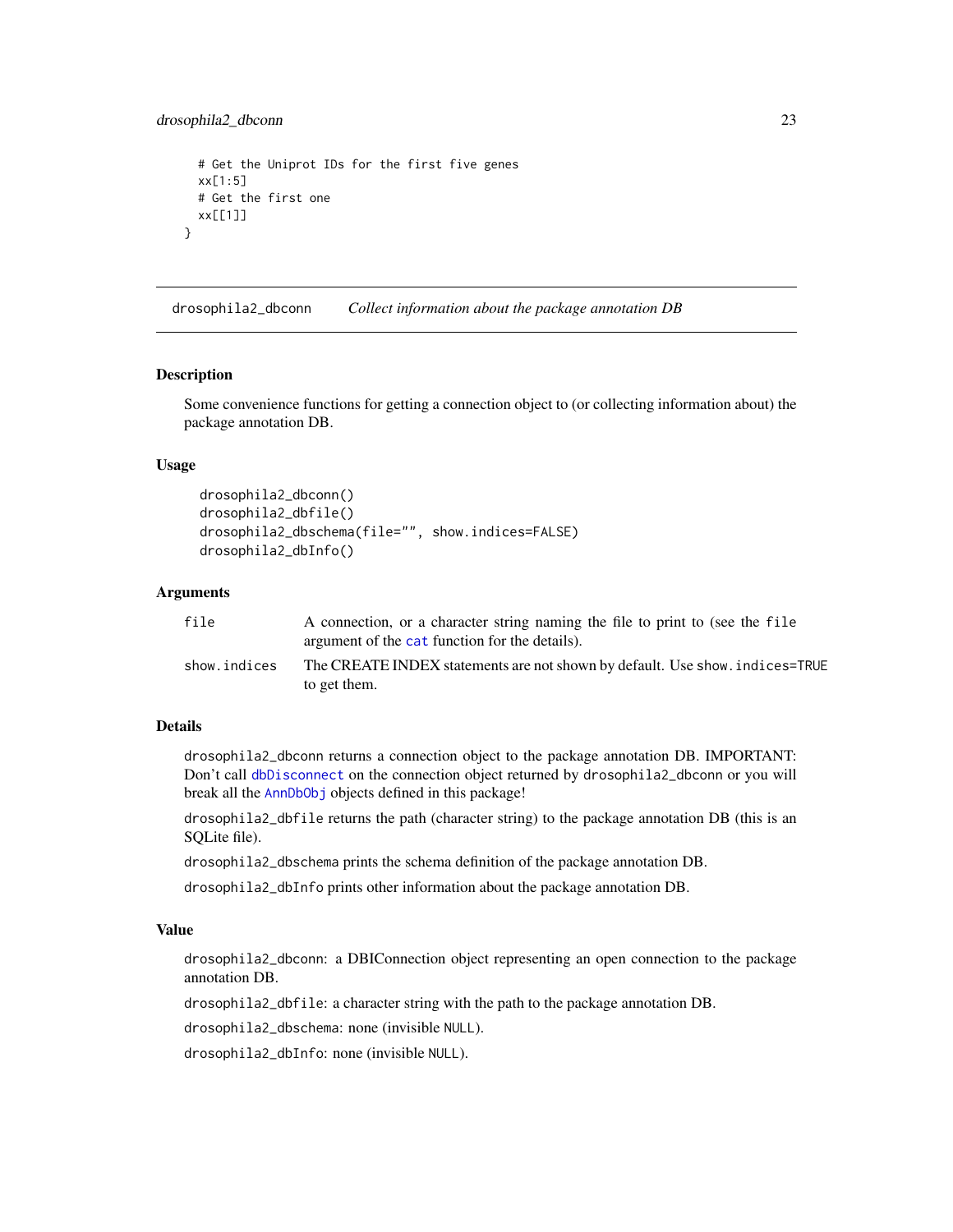```
  # Get the Uniprot IDs for the first five genes
  xx[1:5]
  # Get the first one
  xx[[1]]
}
```

## drosophila2_dbconn *Collect information about the package annotation DB*

### Description

Some convenience functions for getting a connection object to (or collecting information about) the package annotation DB.

### Usage

```
drosophila2_dbconn()
drosophila2_dbfile()
drosophila2_dbschema(file="", show.indices=FALSE)
drosophila2_dbInfo()
```

### Arguments

| | |
|---|---|
| `file` | A connection, or a character string naming the file to print to (see the `file` argument of the `cat` function for the details). |
| `show.indices` | The CREATE INDEX statements are not shown by default. Use `show.indices=TRUE` to get them. |

### Details

`drosophila2_dbconn` returns a connection object to the package annotation DB. IMPORTANT: Don't call `dbDisconnect` on the connection object returned by `drosophila2_dbconn` or you will break all the `AnnDbObj` objects defined in this package!

`drosophila2_dbfile` returns the path (character string) to the package annotation DB (this is an SQLite file).

`drosophila2_dbschema` prints the schema definition of the package annotation DB.

`drosophila2_dbInfo` prints other information about the package annotation DB.

### Value

`drosophila2_dbconn`: a DBIConnection object representing an open connection to the package annotation DB.

`drosophila2_dbfile`: a character string with the path to the package annotation DB.

`drosophila2_dbschema`: none (invisible `NULL`).

`drosophila2_dbInfo`: none (invisible `NULL`).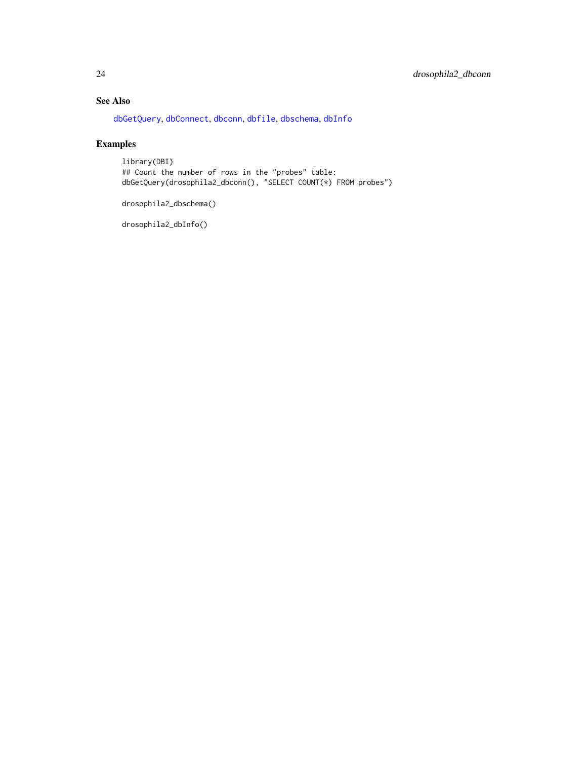## See Also

dbGetQuery, dbConnect, dbconn, dbfile, dbschema, dbInfo

## Examples

```
library(DBI)
## Count the number of rows in the "probes" table:
dbGetQuery(drosophila2_dbconn(), "SELECT COUNT(*) FROM probes")

drosophila2_dbschema()

drosophila2_dbInfo()
```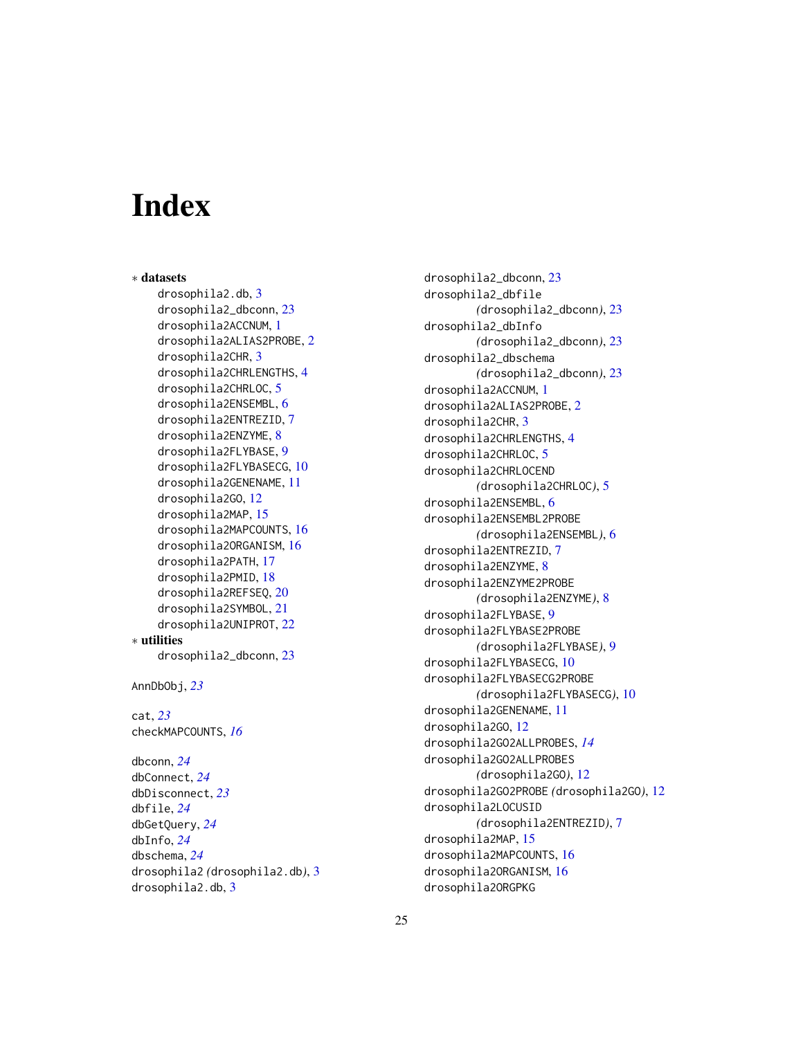# Index

∗ **datasets**

drosophila2.db, 3
drosophila2_dbconn, 23
drosophila2ACCNUM, 1
drosophila2ALIAS2PROBE, 2
drosophila2CHR, 3
drosophila2CHRLENGTHS, 4
drosophila2CHRLOC, 5
drosophila2ENSEMBL, 6
drosophila2ENTREZID, 7
drosophila2ENZYME, 8
drosophila2FLYBASE, 9
drosophila2FLYBASECG, 10
drosophila2GENENAME, 11
drosophila2GO, 12
drosophila2MAP, 15
drosophila2MAPCOUNTS, 16
drosophila2ORGANISM, 16
drosophila2PATH, 17
drosophila2PMID, 18
drosophila2REFSEQ, 20
drosophila2SYMBOL, 21
drosophila2UNIPROT, 22

∗ **utilities**

drosophila2_dbconn, 23

AnnDbObj, *23*

cat, *23*
checkMAPCOUNTS, *16*

dbconn, *24*
dbConnect, *24*
dbDisconnect, *23*
dbfile, *24*
dbGetQuery, *24*
dbInfo, *24*
dbschema, *24*
drosophila2 *(*drosophila2.db*)*, 3
drosophila2.db, 3
drosophila2_dbconn, 23
drosophila2_dbfile *(*drosophila2_dbconn*)*, 23
drosophila2_dbInfo *(*drosophila2_dbconn*)*, 23
drosophila2_dbschema *(*drosophila2_dbconn*)*, 23
drosophila2ACCNUM, 1
drosophila2ALIAS2PROBE, 2
drosophila2CHR, 3
drosophila2CHRLENGTHS, 4
drosophila2CHRLOC, 5
drosophila2CHRLOCEND *(*drosophila2CHRLOC*)*, 5
drosophila2ENSEMBL, 6
drosophila2ENSEMBL2PROBE *(*drosophila2ENSEMBL*)*, 6
drosophila2ENTREZID, 7
drosophila2ENZYME, 8
drosophila2ENZYME2PROBE *(*drosophila2ENZYME*)*, 8
drosophila2FLYBASE, 9
drosophila2FLYBASE2PROBE *(*drosophila2FLYBASE*)*, 9
drosophila2FLYBASECG, 10
drosophila2FLYBASECG2PROBE *(*drosophila2FLYBASECG*)*, 10
drosophila2GENENAME, 11
drosophila2GO, 12
drosophila2GO2ALLPROBES, *14*
drosophila2GO2ALLPROBES *(*drosophila2GO*)*, 12
drosophila2GO2PROBE *(*drosophila2GO*)*, 12
drosophila2LOCUSID *(*drosophila2ENTREZID*)*, 7
drosophila2MAP, 15
drosophila2MAPCOUNTS, 16
drosophila2ORGANISM, 16
drosophila2ORGPKG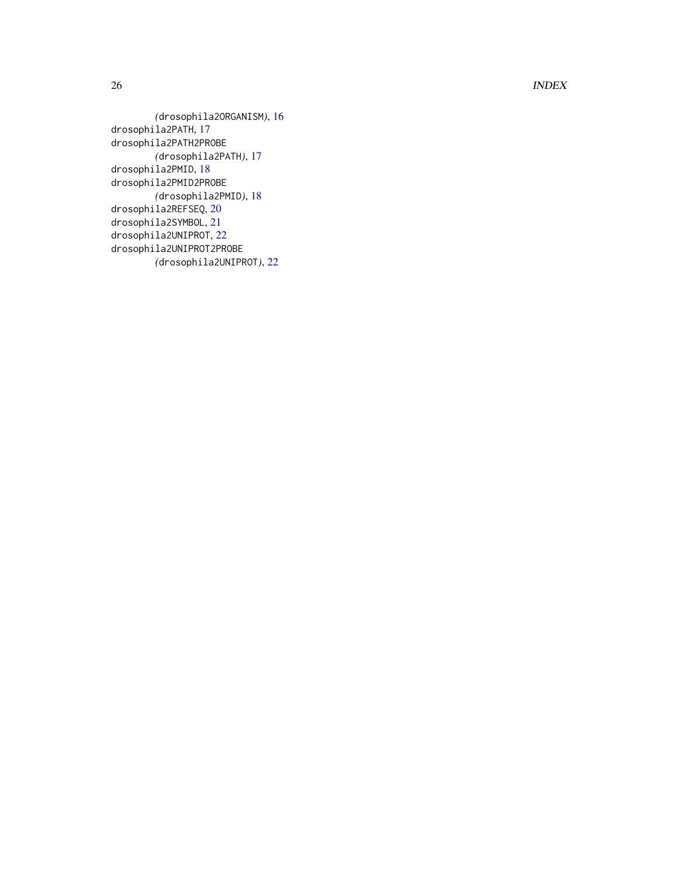(drosophila2ORGANISM), 16
drosophila2PATH, 17
drosophila2PATH2PROBE
(drosophila2PATH), 17
drosophila2PMID, 18
drosophila2PMID2PROBE
(drosophila2PMID), 18
drosophila2REFSEQ, 20
drosophila2SYMBOL, 21
drosophila2UNIPROT, 22
drosophila2UNIPROT2PROBE
(drosophila2UNIPROT), 22